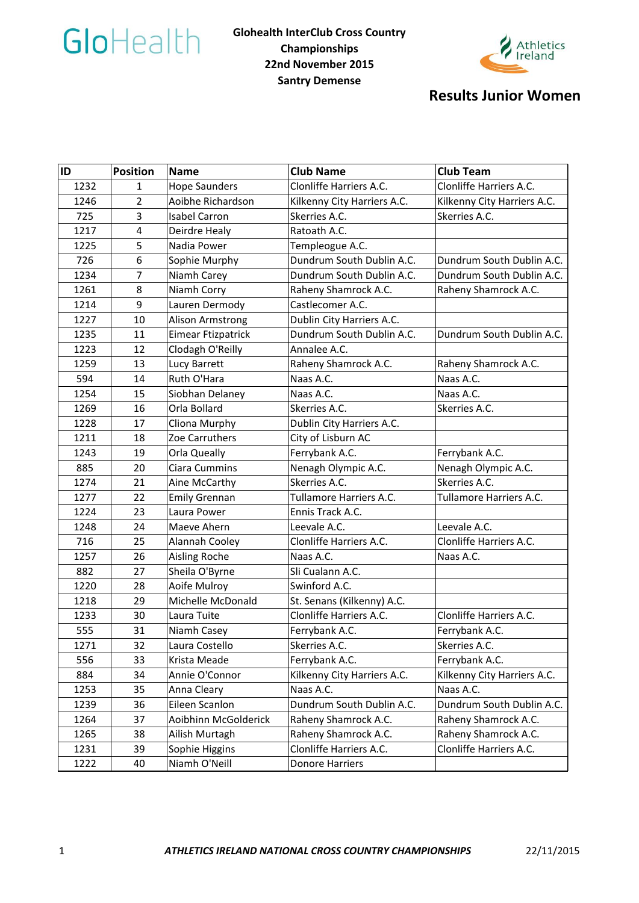GloHealth

**Glohealth InterClub Cross Country Championships**
**22nd November 2015**
**Santry Demense**

Athletics Ireland

## Results Junior Women

| ID | Position | Name | Club Name | Club Team |
|---|---|---|---|---|
| 1232 | 1 | Hope Saunders | Clonliffe Harriers A.C. | Clonliffe Harriers A.C. |
| 1246 | 2 | Aoibhe Richardson | Kilkenny City Harriers A.C. | Kilkenny City Harriers A.C. |
| 725 | 3 | Isabel Carron | Skerries A.C. | Skerries A.C. |
| 1217 | 4 | Deirdre Healy | Ratoath A.C. | |
| 1225 | 5 | Nadia Power | Templeogue A.C. | |
| 726 | 6 | Sophie Murphy | Dundrum South Dublin A.C. | Dundrum South Dublin A.C. |
| 1234 | 7 | Niamh Carey | Dundrum South Dublin A.C. | Dundrum South Dublin A.C. |
| 1261 | 8 | Niamh Corry | Raheny Shamrock A.C. | Raheny Shamrock A.C. |
| 1214 | 9 | Lauren Dermody | Castlecomer A.C. | |
| 1227 | 10 | Alison Armstrong | Dublin City Harriers A.C. | |
| 1235 | 11 | Eimear Ftizpatrick | Dundrum South Dublin A.C. | Dundrum South Dublin A.C. |
| 1223 | 12 | Clodagh O'Reilly | Annalee A.C. | |
| 1259 | 13 | Lucy Barrett | Raheny Shamrock A.C. | Raheny Shamrock A.C. |
| 594 | 14 | Ruth O'Hara | Naas A.C. | Naas A.C. |
| 1254 | 15 | Siobhan Delaney | Naas A.C. | Naas A.C. |
| 1269 | 16 | Orla Bollard | Skerries A.C. | Skerries A.C. |
| 1228 | 17 | Cliona Murphy | Dublin City Harriers A.C. | |
| 1211 | 18 | Zoe Carruthers | City of Lisburn AC | |
| 1243 | 19 | Orla Queally | Ferrybank A.C. | Ferrybank A.C. |
| 885 | 20 | Ciara Cummins | Nenagh Olympic A.C. | Nenagh Olympic A.C. |
| 1274 | 21 | Aine McCarthy | Skerries A.C. | Skerries A.C. |
| 1277 | 22 | Emily Grennan | Tullamore Harriers A.C. | Tullamore Harriers A.C. |
| 1224 | 23 | Laura Power | Ennis Track A.C. | |
| 1248 | 24 | Maeve Ahern | Leevale A.C. | Leevale A.C. |
| 716 | 25 | Alannah Cooley | Clonliffe Harriers A.C. | Clonliffe Harriers A.C. |
| 1257 | 26 | Aisling Roche | Naas A.C. | Naas A.C. |
| 882 | 27 | Sheila O'Byrne | Sli Cualann A.C. | |
| 1220 | 28 | Aoife Mulroy | Swinford A.C. | |
| 1218 | 29 | Michelle McDonald | St. Senans (Kilkenny) A.C. | |
| 1233 | 30 | Laura Tuite | Clonliffe Harriers A.C. | Clonliffe Harriers A.C. |
| 555 | 31 | Niamh Casey | Ferrybank A.C. | Ferrybank A.C. |
| 1271 | 32 | Laura Costello | Skerries A.C. | Skerries A.C. |
| 556 | 33 | Krista Meade | Ferrybank A.C. | Ferrybank A.C. |
| 884 | 34 | Annie O'Connor | Kilkenny City Harriers A.C. | Kilkenny City Harriers A.C. |
| 1253 | 35 | Anna Cleary | Naas A.C. | Naas A.C. |
| 1239 | 36 | Eileen Scanlon | Dundrum South Dublin A.C. | Dundrum South Dublin A.C. |
| 1264 | 37 | Aoibhinn McGolderick | Raheny Shamrock A.C. | Raheny Shamrock A.C. |
| 1265 | 38 | Ailish Murtagh | Raheny Shamrock A.C. | Raheny Shamrock A.C. |
| 1231 | 39 | Sophie Higgins | Clonliffe Harriers A.C. | Clonliffe Harriers A.C. |
| 1222 | 40 | Niamh O'Neill | Donore Harriers | |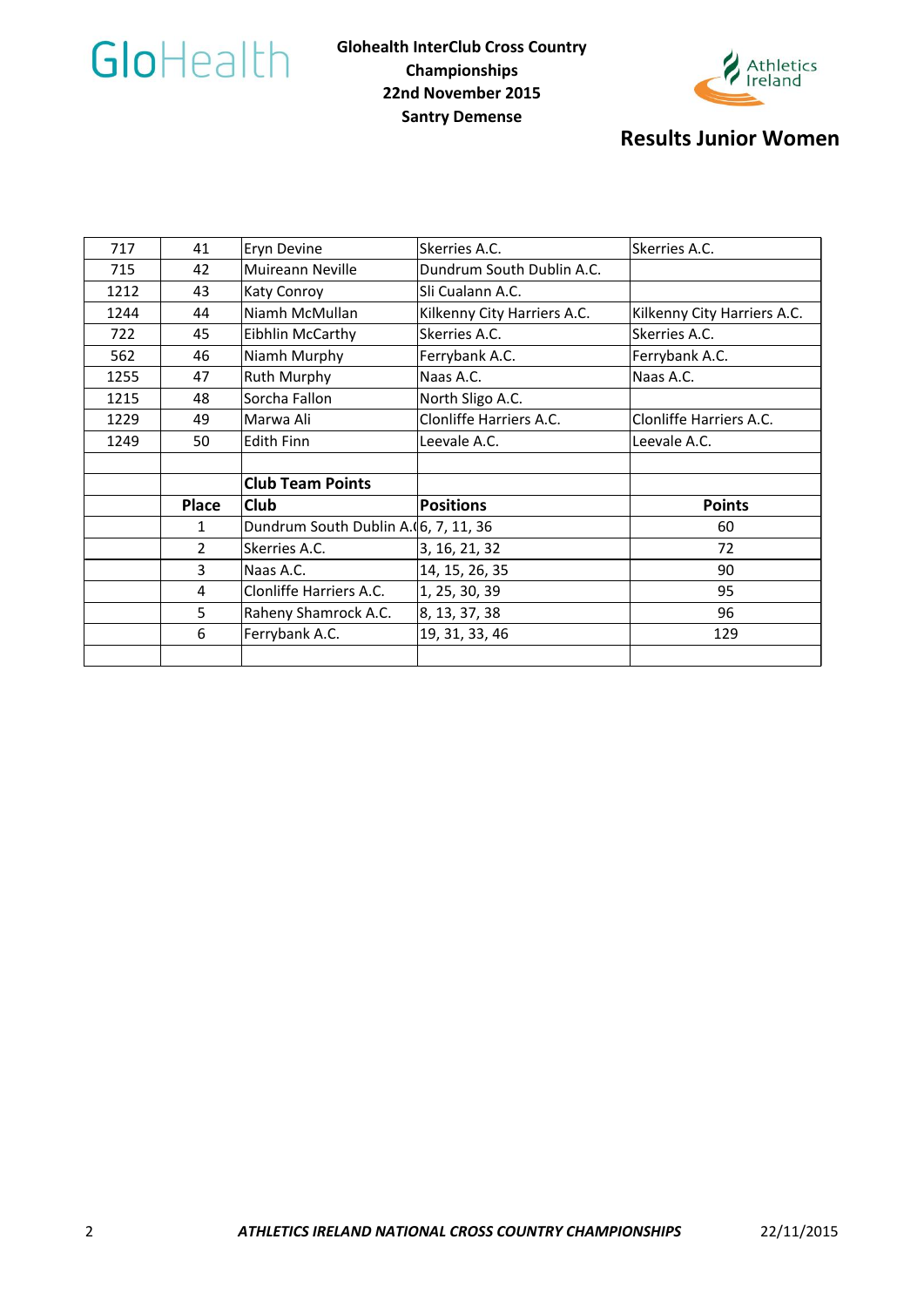**Glohealth InterClub Cross Country Championships**
**22nd November 2015**
**Santry Demense**

## Results Junior Women

| | | | | |
|---|---|---|---|---|
| 717 | 41 | Eryn Devine | Skerries A.C. | Skerries A.C. |
| 715 | 42 | Muireann Neville | Dundrum South Dublin A.C. | |
| 1212 | 43 | Katy Conroy | Sli Cualann A.C. | |
| 1244 | 44 | Niamh McMullan | Kilkenny City Harriers A.C. | Kilkenny City Harriers A.C. |
| 722 | 45 | Eibhlin McCarthy | Skerries A.C. | Skerries A.C. |
| 562 | 46 | Niamh Murphy | Ferrybank A.C. | Ferrybank A.C. |
| 1255 | 47 | Ruth Murphy | Naas A.C. | Naas A.C. |
| 1215 | 48 | Sorcha Fallon | North Sligo A.C. | |
| 1229 | 49 | Marwa Ali | Clonliffe Harriers A.C. | Clonliffe Harriers A.C. |
| 1249 | 50 | Edith Finn | Leevale A.C. | Leevale A.C. |
| | | | | |
| | | **Club Team Points** | | |
| | **Place** | **Club** | **Positions** | **Points** |
| | 1 | Dundrum South Dublin A.C. | 6, 7, 11, 36 | 60 |
| | 2 | Skerries A.C. | 3, 16, 21, 32 | 72 |
| | 3 | Naas A.C. | 14, 15, 26, 35 | 90 |
| | 4 | Clonliffe Harriers A.C. | 1, 25, 30, 39 | 95 |
| | 5 | Raheny Shamrock A.C. | 8, 13, 37, 38 | 96 |
| | 6 | Ferrybank A.C. | 19, 31, 33, 46 | 129 |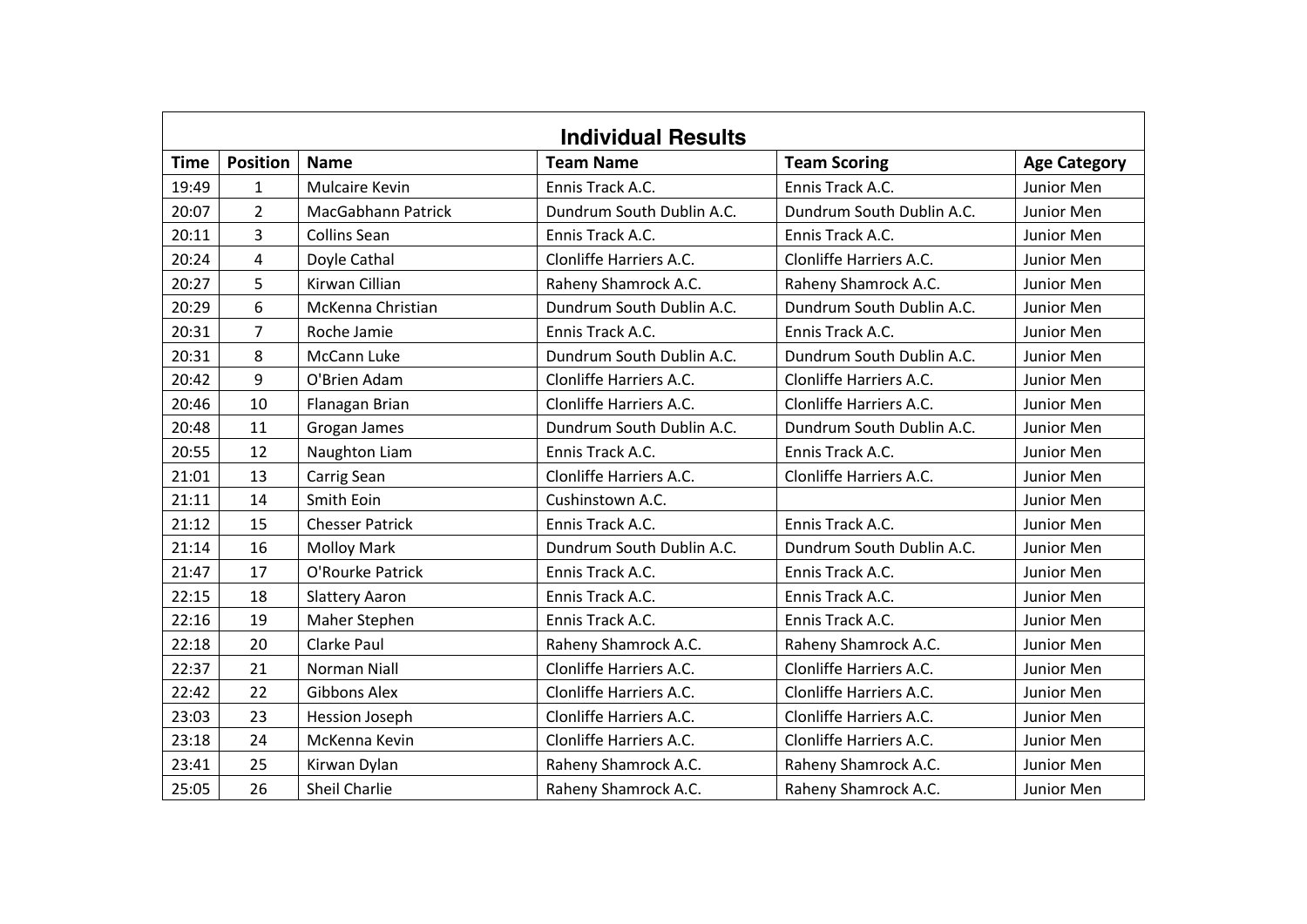## Individual Results

| Time | Position | Name | Team Name | Team Scoring | Age Category |
|---|---|---|---|---|---|
| 19:49 | 1 | Mulcaire Kevin | Ennis Track A.C. | Ennis Track A.C. | Junior Men |
| 20:07 | 2 | MacGabhann Patrick | Dundrum South Dublin A.C. | Dundrum South Dublin A.C. | Junior Men |
| 20:11 | 3 | Collins Sean | Ennis Track A.C. | Ennis Track A.C. | Junior Men |
| 20:24 | 4 | Doyle Cathal | Clonliffe Harriers A.C. | Clonliffe Harriers A.C. | Junior Men |
| 20:27 | 5 | Kirwan Cillian | Raheny Shamrock A.C. | Raheny Shamrock A.C. | Junior Men |
| 20:29 | 6 | McKenna Christian | Dundrum South Dublin A.C. | Dundrum South Dublin A.C. | Junior Men |
| 20:31 | 7 | Roche Jamie | Ennis Track A.C. | Ennis Track A.C. | Junior Men |
| 20:31 | 8 | McCann Luke | Dundrum South Dublin A.C. | Dundrum South Dublin A.C. | Junior Men |
| 20:42 | 9 | O'Brien Adam | Clonliffe Harriers A.C. | Clonliffe Harriers A.C. | Junior Men |
| 20:46 | 10 | Flanagan Brian | Clonliffe Harriers A.C. | Clonliffe Harriers A.C. | Junior Men |
| 20:48 | 11 | Grogan James | Dundrum South Dublin A.C. | Dundrum South Dublin A.C. | Junior Men |
| 20:55 | 12 | Naughton Liam | Ennis Track A.C. | Ennis Track A.C. | Junior Men |
| 21:01 | 13 | Carrig Sean | Clonliffe Harriers A.C. | Clonliffe Harriers A.C. | Junior Men |
| 21:11 | 14 | Smith Eoin | Cushinstown A.C. | | Junior Men |
| 21:12 | 15 | Chesser Patrick | Ennis Track A.C. | Ennis Track A.C. | Junior Men |
| 21:14 | 16 | Molloy Mark | Dundrum South Dublin A.C. | Dundrum South Dublin A.C. | Junior Men |
| 21:47 | 17 | O'Rourke Patrick | Ennis Track A.C. | Ennis Track A.C. | Junior Men |
| 22:15 | 18 | Slattery Aaron | Ennis Track A.C. | Ennis Track A.C. | Junior Men |
| 22:16 | 19 | Maher Stephen | Ennis Track A.C. | Ennis Track A.C. | Junior Men |
| 22:18 | 20 | Clarke Paul | Raheny Shamrock A.C. | Raheny Shamrock A.C. | Junior Men |
| 22:37 | 21 | Norman Niall | Clonliffe Harriers A.C. | Clonliffe Harriers A.C. | Junior Men |
| 22:42 | 22 | Gibbons Alex | Clonliffe Harriers A.C. | Clonliffe Harriers A.C. | Junior Men |
| 23:03 | 23 | Hession Joseph | Clonliffe Harriers A.C. | Clonliffe Harriers A.C. | Junior Men |
| 23:18 | 24 | McKenna Kevin | Clonliffe Harriers A.C. | Clonliffe Harriers A.C. | Junior Men |
| 23:41 | 25 | Kirwan Dylan | Raheny Shamrock A.C. | Raheny Shamrock A.C. | Junior Men |
| 25:05 | 26 | Sheil Charlie | Raheny Shamrock A.C. | Raheny Shamrock A.C. | Junior Men |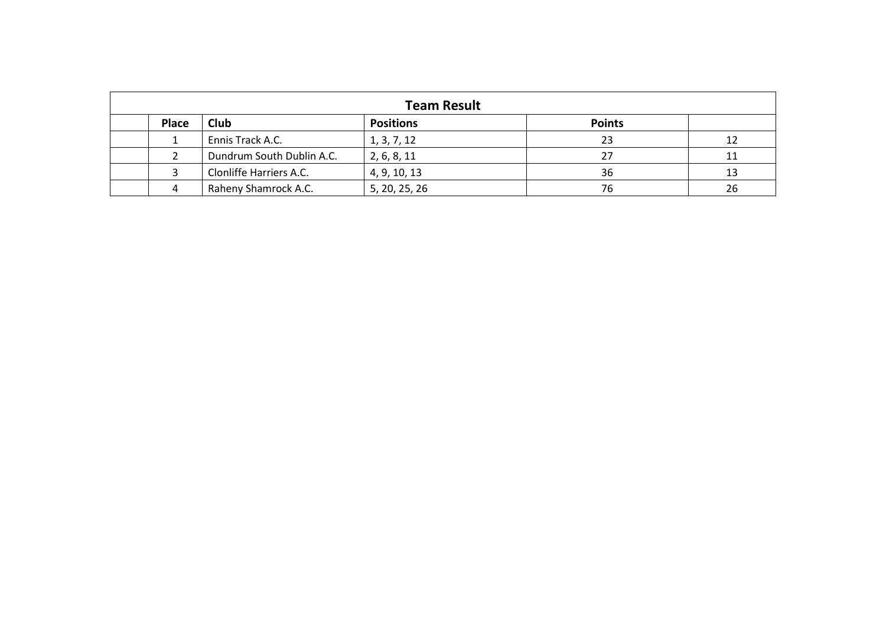| Team Result | | | | | |
|---|---|---|---|---|---|
| | Place | Club | Positions | Points | |
| | 1 | Ennis Track A.C. | 1, 3, 7, 12 | 23 | 12 |
| | 2 | Dundrum South Dublin A.C. | 2, 6, 8, 11 | 27 | 11 |
| | 3 | Clonliffe Harriers A.C. | 4, 9, 10, 13 | 36 | 13 |
| | 4 | Raheny Shamrock A.C. | 5, 20, 25, 26 | 76 | 26 |